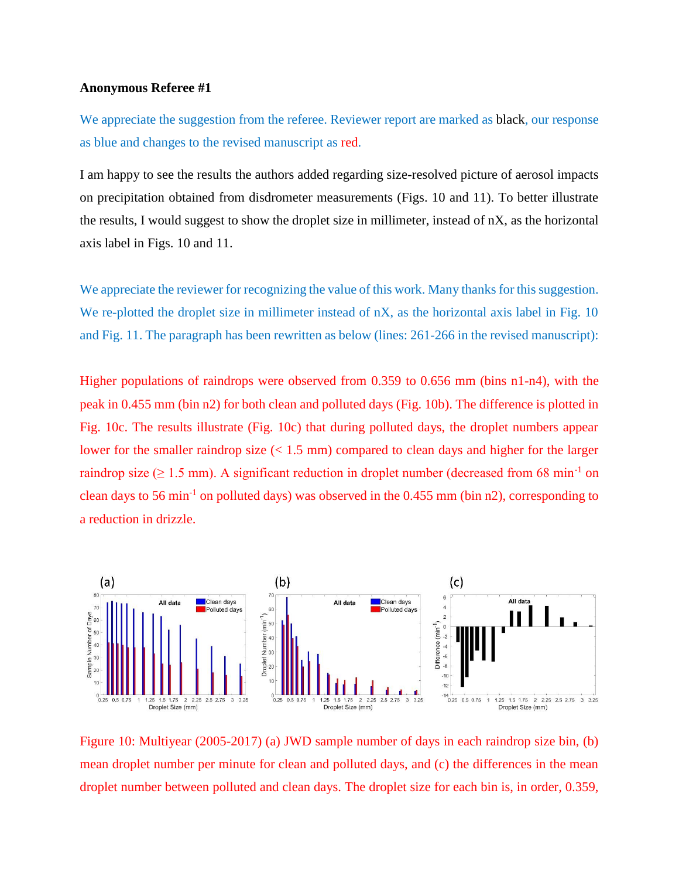**Anonymous Referee #1**

We appreciate the suggestion from the referee. Reviewer report are marked as black, our response as blue and changes to the revised manuscript as red.

I am happy to see the results the authors added regarding size-resolved picture of aerosol impacts on precipitation obtained from disdrometer measurements (Figs. 10 and 11). To better illustrate the results, I would suggest to show the droplet size in millimeter, instead of nX, as the horizontal axis label in Figs. 10 and 11.

We appreciate the reviewer for recognizing the value of this work. Many thanks for this suggestion. We re-plotted the droplet size in millimeter instead of nX, as the horizontal axis label in Fig. 10 and Fig. 11. The paragraph has been rewritten as below (lines: 261-266 in the revised manuscript):

Higher populations of raindrops were observed from 0.359 to 0.656 mm (bins n1-n4), with the peak in 0.455 mm (bin n2) for both clean and polluted days (Fig. 10b). The difference is plotted in Fig. 10c. The results illustrate (Fig. 10c) that during polluted days, the droplet numbers appear lower for the smaller raindrop size (< 1.5 mm) compared to clean days and higher for the larger raindrop size (≥ 1.5 mm). A significant reduction in droplet number (decreased from 68 $min^{-1}$ on clean days to 56 $min^{-1}$ on polluted days) was observed in the 0.455 mm (bin n2), corresponding to a reduction in drizzle.

Figure 10: Multiyear (2005-2017) (a) JWD sample number of days in each raindrop size bin, (b) mean droplet number per minute for clean and polluted days, and (c) the differences in the mean droplet number between polluted and clean days. The droplet size for each bin is, in order, 0.359,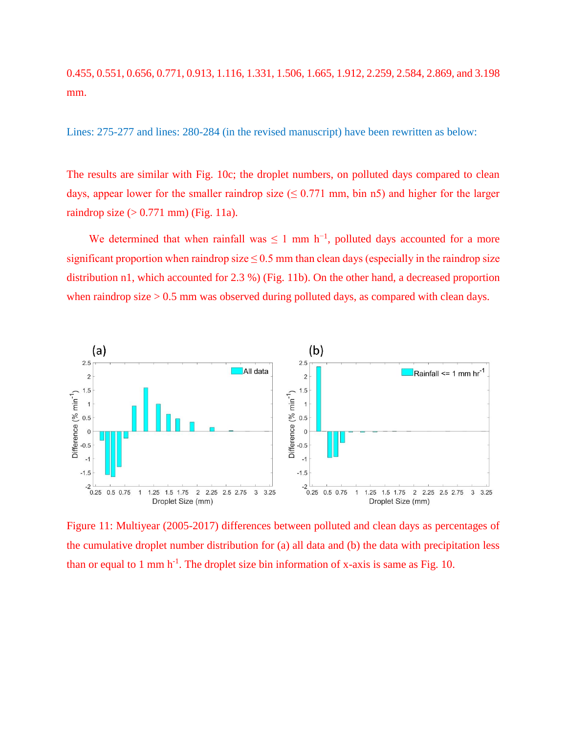0.455, 0.551, 0.656, 0.771, 0.913, 1.116, 1.331, 1.506, 1.665, 1.912, 2.259, 2.584, 2.869, and 3.198 mm.

Lines: 275-277 and lines: 280-284 (in the revised manuscript) have been rewritten as below:

The results are similar with Fig. 10c; the droplet numbers, on polluted days compared to clean days, appear lower for the smaller raindrop size (≤ 0.771 mm, bin n5) and higher for the larger raindrop size (> 0.771 mm) (Fig. 11a).

We determined that when rainfall was ≤ 1 mm $h^{-1}$, polluted days accounted for a more significant proportion when raindrop size ≤ 0.5 mm than clean days (especially in the raindrop size distribution n1, which accounted for 2.3 %) (Fig. 11b). On the other hand, a decreased proportion when raindrop size > 0.5 mm was observed during polluted days, as compared with clean days.

(a)

All data

Difference (% $min^{-1}$)

2.5
2
1.5
1
0.5
0
-0.5
-1
-1.5
-2

0.25 0.5 0.75 1 1.25 1.5 1.75 2 2.25 2.5 2.75 3 3.25

Droplet Size (mm)

(b)

Rainfall <= 1 mm $hr^{-1}$

Difference (% $min^{-1}$)

2.5
2
1.5
1
0.5
0
-0.5
-1
-1.5
-2

0.25 0.5 0.75 1 1.25 1.5 1.75 2 2.25 2.5 2.75 3 3.25

Droplet Size (mm)

Figure 11: Multiyear (2005-2017) differences between polluted and clean days as percentages of the cumulative droplet number distribution for (a) all data and (b) the data with precipitation less than or equal to 1 mm $h^{-1}$. The droplet size bin information of x-axis is same as Fig. 10.